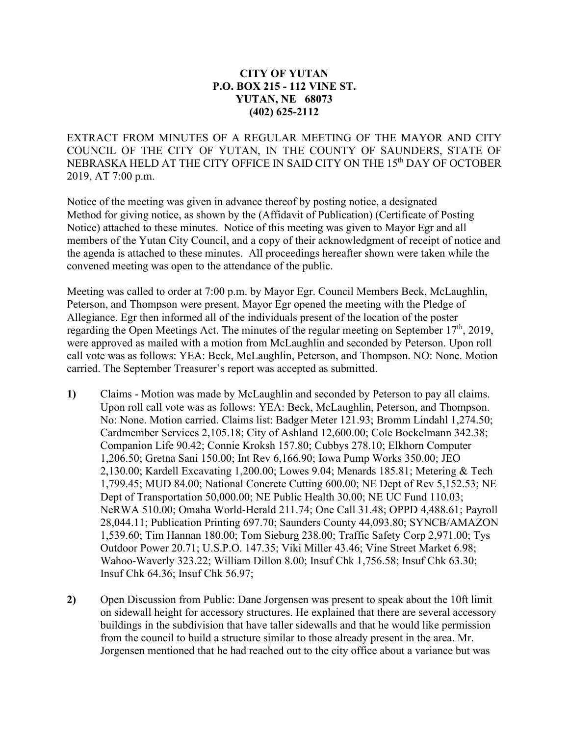**CITY OF YUTAN**
**P.O. BOX 215 - 112 VINE ST.**
**YUTAN, NE 68073**
**(402) 625-2112**

EXTRACT FROM MINUTES OF A REGULAR MEETING OF THE MAYOR AND CITY COUNCIL OF THE CITY OF YUTAN, IN THE COUNTY OF SAUNDERS, STATE OF NEBRASKA HELD AT THE CITY OFFICE IN SAID CITY ON THE 15th DAY OF OCTOBER 2019, AT 7:00 p.m.

Notice of the meeting was given in advance thereof by posting notice, a designated Method for giving notice, as shown by the (Affidavit of Publication) (Certificate of Posting Notice) attached to these minutes. Notice of this meeting was given to Mayor Egr and all members of the Yutan City Council, and a copy of their acknowledgment of receipt of notice and the agenda is attached to these minutes. All proceedings hereafter shown were taken while the convened meeting was open to the attendance of the public.

Meeting was called to order at 7:00 p.m. by Mayor Egr. Council Members Beck, McLaughlin, Peterson, and Thompson were present. Mayor Egr opened the meeting with the Pledge of Allegiance. Egr then informed all of the individuals present of the location of the poster regarding the Open Meetings Act. The minutes of the regular meeting on September 17th, 2019, were approved as mailed with a motion from McLaughlin and seconded by Peterson. Upon roll call vote was as follows: YEA: Beck, McLaughlin, Peterson, and Thompson. NO: None. Motion carried. The September Treasurer's report was accepted as submitted.

**1)** Claims - Motion was made by McLaughlin and seconded by Peterson to pay all claims. Upon roll call vote was as follows: YEA: Beck, McLaughlin, Peterson, and Thompson. No: None. Motion carried. Claims list: Badger Meter 121.93; Bromm Lindahl 1,274.50; Cardmember Services 2,105.18; City of Ashland 12,600.00; Cole Bockelmann 342.38; Companion Life 90.42; Connie Kroksh 157.80; Cubbys 278.10; Elkhorn Computer 1,206.50; Gretna Sani 150.00; Int Rev 6,166.90; Iowa Pump Works 350.00; JEO 2,130.00; Kardell Excavating 1,200.00; Lowes 9.04; Menards 185.81; Metering & Tech 1,799.45; MUD 84.00; National Concrete Cutting 600.00; NE Dept of Rev 5,152.53; NE Dept of Transportation 50,000.00; NE Public Health 30.00; NE UC Fund 110.03; NeRWA 510.00; Omaha World-Herald 211.74; One Call 31.48; OPPD 4,488.61; Payroll 28,044.11; Publication Printing 697.70; Saunders County 44,093.80; SYNCB/AMAZON 1,539.60; Tim Hannan 180.00; Tom Sieburg 238.00; Traffic Safety Corp 2,971.00; Tys Outdoor Power 20.71; U.S.P.O. 147.35; Viki Miller 43.46; Vine Street Market 6.98; Wahoo-Waverly 323.22; William Dillon 8.00; Insuf Chk 1,756.58; Insuf Chk 63.30; Insuf Chk 64.36; Insuf Chk 56.97;

**2)** Open Discussion from Public: Dane Jorgensen was present to speak about the 10ft limit on sidewall height for accessory structures. He explained that there are several accessory buildings in the subdivision that have taller sidewalls and that he would like permission from the council to build a structure similar to those already present in the area. Mr. Jorgensen mentioned that he had reached out to the city office about a variance but was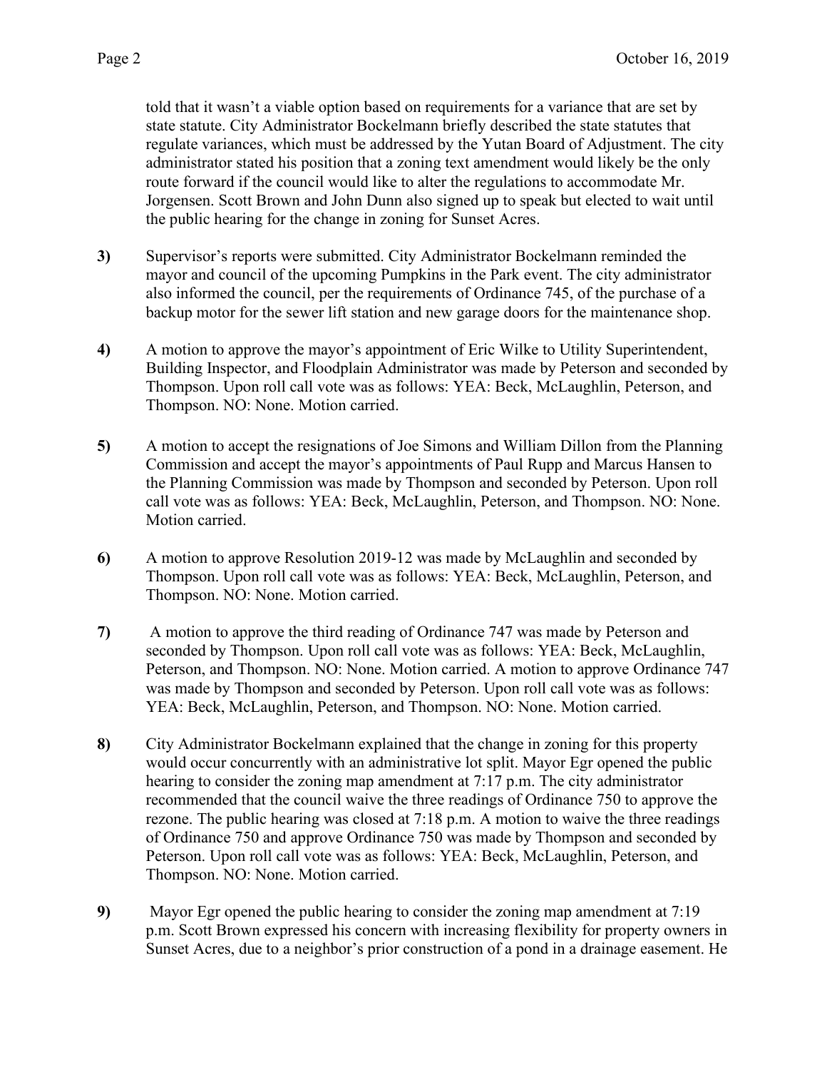told that it wasn't a viable option based on requirements for a variance that are set by state statute. City Administrator Bockelmann briefly described the state statutes that regulate variances, which must be addressed by the Yutan Board of Adjustment. The city administrator stated his position that a zoning text amendment would likely be the only route forward if the council would like to alter the regulations to accommodate Mr. Jorgensen. Scott Brown and John Dunn also signed up to speak but elected to wait until the public hearing for the change in zoning for Sunset Acres.

**3)** Supervisor's reports were submitted. City Administrator Bockelmann reminded the mayor and council of the upcoming Pumpkins in the Park event. The city administrator also informed the council, per the requirements of Ordinance 745, of the purchase of a backup motor for the sewer lift station and new garage doors for the maintenance shop.

**4)** A motion to approve the mayor's appointment of Eric Wilke to Utility Superintendent, Building Inspector, and Floodplain Administrator was made by Peterson and seconded by Thompson. Upon roll call vote was as follows: YEA: Beck, McLaughlin, Peterson, and Thompson. NO: None. Motion carried.

**5)** A motion to accept the resignations of Joe Simons and William Dillon from the Planning Commission and accept the mayor's appointments of Paul Rupp and Marcus Hansen to the Planning Commission was made by Thompson and seconded by Peterson. Upon roll call vote was as follows: YEA: Beck, McLaughlin, Peterson, and Thompson. NO: None. Motion carried.

**6)** A motion to approve Resolution 2019-12 was made by McLaughlin and seconded by Thompson. Upon roll call vote was as follows: YEA: Beck, McLaughlin, Peterson, and Thompson. NO: None. Motion carried.

**7)** A motion to approve the third reading of Ordinance 747 was made by Peterson and seconded by Thompson. Upon roll call vote was as follows: YEA: Beck, McLaughlin, Peterson, and Thompson. NO: None. Motion carried. A motion to approve Ordinance 747 was made by Thompson and seconded by Peterson. Upon roll call vote was as follows: YEA: Beck, McLaughlin, Peterson, and Thompson. NO: None. Motion carried.

**8)** City Administrator Bockelmann explained that the change in zoning for this property would occur concurrently with an administrative lot split. Mayor Egr opened the public hearing to consider the zoning map amendment at 7:17 p.m. The city administrator recommended that the council waive the three readings of Ordinance 750 to approve the rezone. The public hearing was closed at 7:18 p.m. A motion to waive the three readings of Ordinance 750 and approve Ordinance 750 was made by Thompson and seconded by Peterson. Upon roll call vote was as follows: YEA: Beck, McLaughlin, Peterson, and Thompson. NO: None. Motion carried.

**9)** Mayor Egr opened the public hearing to consider the zoning map amendment at 7:19 p.m. Scott Brown expressed his concern with increasing flexibility for property owners in Sunset Acres, due to a neighbor's prior construction of a pond in a drainage easement. He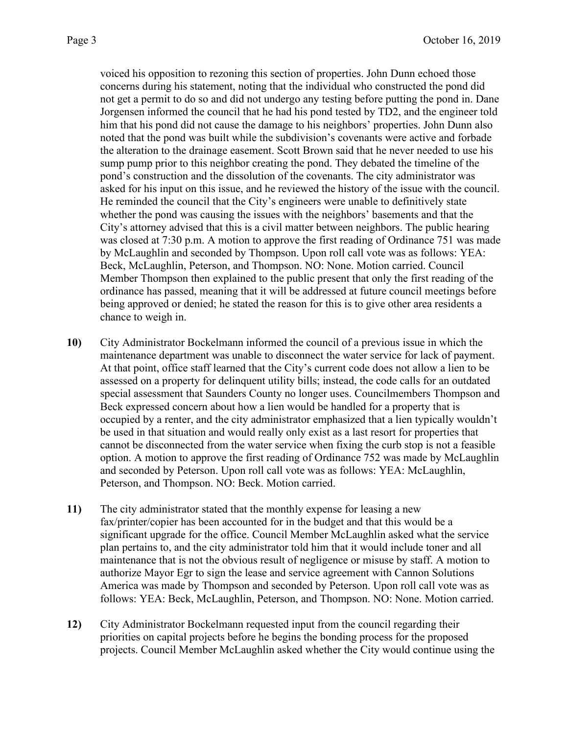voiced his opposition to rezoning this section of properties. John Dunn echoed those concerns during his statement, noting that the individual who constructed the pond did not get a permit to do so and did not undergo any testing before putting the pond in. Dane Jorgensen informed the council that he had his pond tested by TD2, and the engineer told him that his pond did not cause the damage to his neighbors' properties. John Dunn also noted that the pond was built while the subdivision's covenants were active and forbade the alteration to the drainage easement. Scott Brown said that he never needed to use his sump pump prior to this neighbor creating the pond. They debated the timeline of the pond's construction and the dissolution of the covenants. The city administrator was asked for his input on this issue, and he reviewed the history of the issue with the council. He reminded the council that the City's engineers were unable to definitively state whether the pond was causing the issues with the neighbors' basements and that the City's attorney advised that this is a civil matter between neighbors. The public hearing was closed at 7:30 p.m. A motion to approve the first reading of Ordinance 751 was made by McLaughlin and seconded by Thompson. Upon roll call vote was as follows: YEA: Beck, McLaughlin, Peterson, and Thompson. NO: None. Motion carried. Council Member Thompson then explained to the public present that only the first reading of the ordinance has passed, meaning that it will be addressed at future council meetings before being approved or denied; he stated the reason for this is to give other area residents a chance to weigh in.

**10)** City Administrator Bockelmann informed the council of a previous issue in which the maintenance department was unable to disconnect the water service for lack of payment. At that point, office staff learned that the City's current code does not allow a lien to be assessed on a property for delinquent utility bills; instead, the code calls for an outdated special assessment that Saunders County no longer uses. Councilmembers Thompson and Beck expressed concern about how a lien would be handled for a property that is occupied by a renter, and the city administrator emphasized that a lien typically wouldn't be used in that situation and would really only exist as a last resort for properties that cannot be disconnected from the water service when fixing the curb stop is not a feasible option. A motion to approve the first reading of Ordinance 752 was made by McLaughlin and seconded by Peterson. Upon roll call vote was as follows: YEA: McLaughlin, Peterson, and Thompson. NO: Beck. Motion carried.

**11)** The city administrator stated that the monthly expense for leasing a new fax/printer/copier has been accounted for in the budget and that this would be a significant upgrade for the office. Council Member McLaughlin asked what the service plan pertains to, and the city administrator told him that it would include toner and all maintenance that is not the obvious result of negligence or misuse by staff. A motion to authorize Mayor Egr to sign the lease and service agreement with Cannon Solutions America was made by Thompson and seconded by Peterson. Upon roll call vote was as follows: YEA: Beck, McLaughlin, Peterson, and Thompson. NO: None. Motion carried.

**12)** City Administrator Bockelmann requested input from the council regarding their priorities on capital projects before he begins the bonding process for the proposed projects. Council Member McLaughlin asked whether the City would continue using the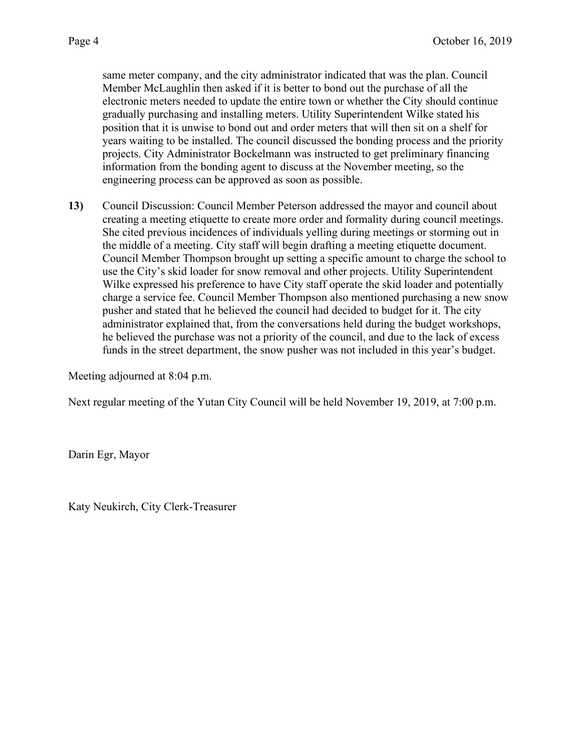same meter company, and the city administrator indicated that was the plan. Council Member McLaughlin then asked if it is better to bond out the purchase of all the electronic meters needed to update the entire town or whether the City should continue gradually purchasing and installing meters. Utility Superintendent Wilke stated his position that it is unwise to bond out and order meters that will then sit on a shelf for years waiting to be installed. The council discussed the bonding process and the priority projects. City Administrator Bockelmann was instructed to get preliminary financing information from the bonding agent to discuss at the November meeting, so the engineering process can be approved as soon as possible.

**13)** Council Discussion: Council Member Peterson addressed the mayor and council about creating a meeting etiquette to create more order and formality during council meetings. She cited previous incidences of individuals yelling during meetings or storming out in the middle of a meeting. City staff will begin drafting a meeting etiquette document. Council Member Thompson brought up setting a specific amount to charge the school to use the City's skid loader for snow removal and other projects. Utility Superintendent Wilke expressed his preference to have City staff operate the skid loader and potentially charge a service fee. Council Member Thompson also mentioned purchasing a new snow pusher and stated that he believed the council had decided to budget for it. The city administrator explained that, from the conversations held during the budget workshops, he believed the purchase was not a priority of the council, and due to the lack of excess funds in the street department, the snow pusher was not included in this year's budget.

Meeting adjourned at 8:04 p.m.

Next regular meeting of the Yutan City Council will be held November 19, 2019, at 7:00 p.m.

Darin Egr, Mayor

Katy Neukirch, City Clerk-Treasurer